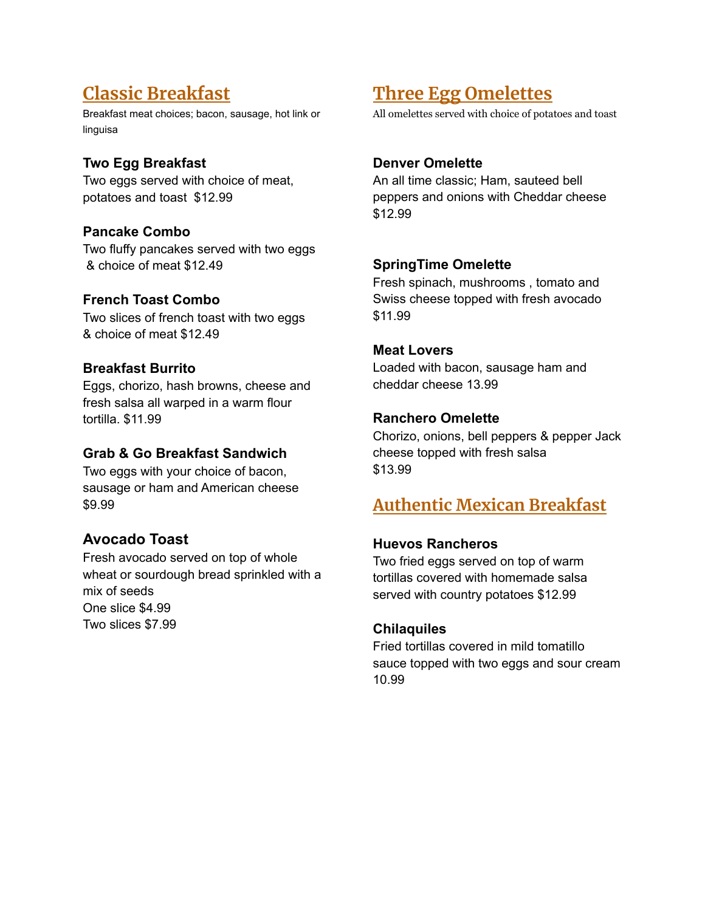## Classic Breakfast

Breakfast meat choices; bacon, sausage, hot link or linguisa

### Two Egg Breakfast

Two eggs served with choice of meat, potatoes and toast $12.99

### Pancake Combo

Two fluffy pancakes served with two eggs & choice of meat $12.49

### French Toast Combo

Two slices of french toast with two eggs & choice of meat $12.49

### Breakfast Burrito

Eggs, chorizo, hash browns, cheese and fresh salsa all warped in a warm flour tortilla. $11.99

### Grab & Go Breakfast Sandwich

Two eggs with your choice of bacon, sausage or ham and American cheese $9.99

### Avocado Toast

Fresh avocado served on top of whole wheat or sourdough bread sprinkled with a mix of seeds
One slice $4.99
Two slices $7.99

## Three Egg Omelettes

All omelettes served with choice of potatoes and toast

### Denver Omelette

An all time classic; Ham, sauteed bell peppers and onions with Cheddar cheese $12.99

### SpringTime Omelette

Fresh spinach, mushrooms , tomato and Swiss cheese topped with fresh avocado $11.99

### Meat Lovers

Loaded with bacon, sausage ham and cheddar cheese 13.99

### Ranchero Omelette

Chorizo, onions, bell peppers & pepper Jack cheese topped with fresh salsa $13.99

## Authentic Mexican Breakfast

### Huevos Rancheros

Two fried eggs served on top of warm tortillas covered with homemade salsa served with country potatoes $12.99

### Chilaquiles

Fried tortillas covered in mild tomatillo sauce topped with two eggs and sour cream 10.99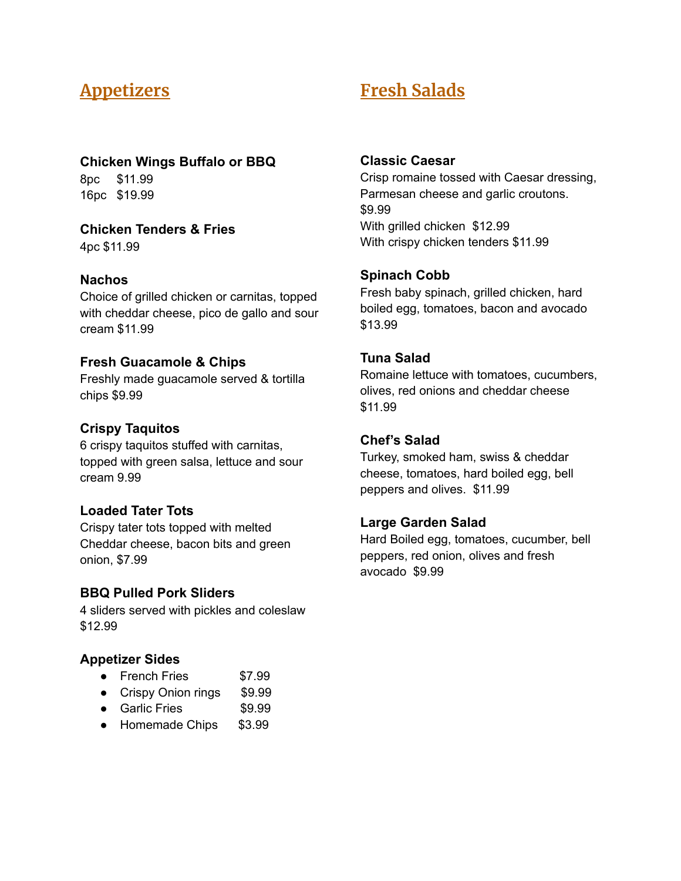## Appetizers

**Chicken Wings Buffalo or BBQ**

8pc $11.99
16pc $19.99

**Chicken Tenders & Fries**

4pc $11.99

**Nachos**

Choice of grilled chicken or carnitas, topped with cheddar cheese, pico de gallo and sour cream $11.99

**Fresh Guacamole & Chips**

Freshly made guacamole served & tortilla chips $9.99

**Crispy Taquitos**

6 crispy taquitos stuffed with carnitas, topped with green salsa, lettuce and sour cream 9.99

**Loaded Tater Tots**

Crispy tater tots topped with melted Cheddar cheese, bacon bits and green onion, $7.99

**BBQ Pulled Pork Sliders**

4 sliders served with pickles and coleslaw $12.99

**Appetizer Sides**

- French Fries $7.99
- Crispy Onion rings $9.99
- Garlic Fries $9.99
- Homemade Chips $3.99

## Fresh Salads

**Classic Caesar**

Crisp romaine tossed with Caesar dressing, Parmesan cheese and garlic croutons.
$9.99
With grilled chicken $12.99
With crispy chicken tenders $11.99

**Spinach Cobb**

Fresh baby spinach, grilled chicken, hard boiled egg, tomatoes, bacon and avocado $13.99

**Tuna Salad**

Romaine lettuce with tomatoes, cucumbers, olives, red onions and cheddar cheese $11.99

**Chef's Salad**

Turkey, smoked ham, swiss & cheddar cheese, tomatoes, hard boiled egg, bell peppers and olives. $11.99

**Large Garden Salad**

Hard Boiled egg, tomatoes, cucumber, bell peppers, red onion, olives and fresh avocado $9.99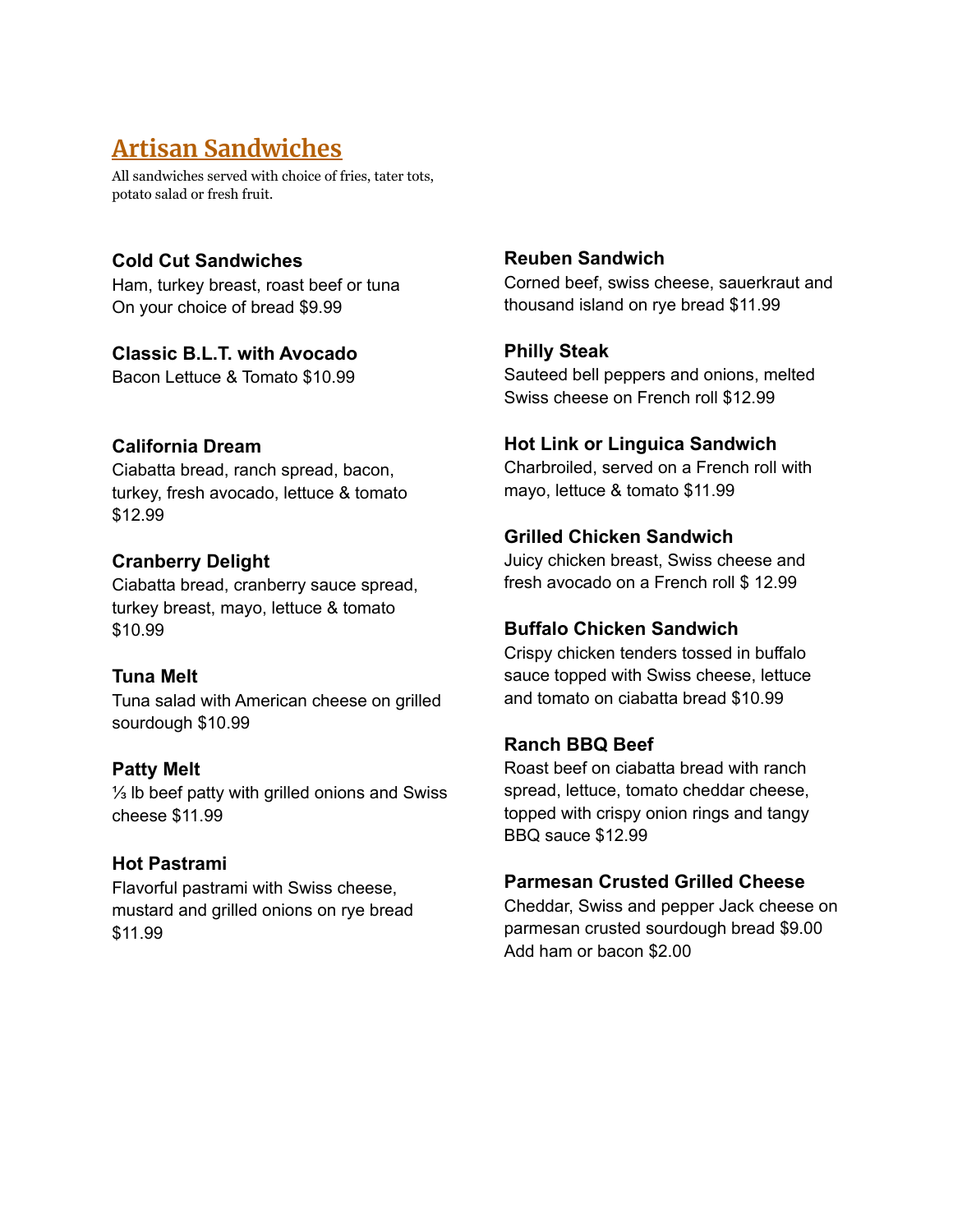# Artisan Sandwiches

All sandwiches served with choice of fries, tater tots, potato salad or fresh fruit.

**Cold Cut Sandwiches**
Ham, turkey breast, roast beef or tuna
On your choice of bread $9.99

**Classic B.L.T. with Avocado**
Bacon Lettuce & Tomato $10.99

**California Dream**
Ciabatta bread, ranch spread, bacon, turkey, fresh avocado, lettuce & tomato $12.99

**Cranberry Delight**
Ciabatta bread, cranberry sauce spread, turkey breast, mayo, lettuce & tomato $10.99

**Tuna Melt**
Tuna salad with American cheese on grilled sourdough $10.99

**Patty Melt**
⅓ lb beef patty with grilled onions and Swiss cheese $11.99

**Hot Pastrami**
Flavorful pastrami with Swiss cheese, mustard and grilled onions on rye bread $11.99

**Reuben Sandwich**
Corned beef, swiss cheese, sauerkraut and thousand island on rye bread $11.99

**Philly Steak**
Sauteed bell peppers and onions, melted Swiss cheese on French roll $12.99

**Hot Link or Linguica Sandwich**
Charbroiled, served on a French roll with mayo, lettuce & tomato $11.99

**Grilled Chicken Sandwich**
Juicy chicken breast, Swiss cheese and fresh avocado on a French roll $ 12.99

**Buffalo Chicken Sandwich**
Crispy chicken tenders tossed in buffalo sauce topped with Swiss cheese, lettuce and tomato on ciabatta bread $10.99

**Ranch BBQ Beef**
Roast beef on ciabatta bread with ranch spread, lettuce, tomato cheddar cheese, topped with crispy onion rings and tangy BBQ sauce $12.99

**Parmesan Crusted Grilled Cheese**
Cheddar, Swiss and pepper Jack cheese on parmesan crusted sourdough bread $9.00
Add ham or bacon $2.00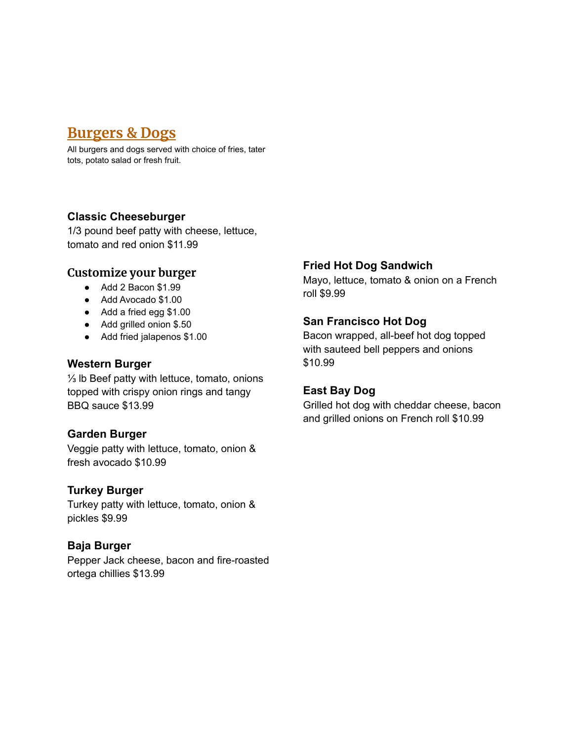## Burgers & Dogs

All burgers and dogs served with choice of fries, tater tots, potato salad or fresh fruit.

**Classic Cheeseburger**

1/3 pound beef patty with cheese, lettuce, tomato and red onion $11.99

### Customize your burger

- Add 2 Bacon $1.99
- Add Avocado $1.00
- Add a fried egg $1.00
- Add grilled onion $.50
- Add fried jalapenos $1.00

**Western Burger**

⅓ lb Beef patty with lettuce, tomato, onions topped with crispy onion rings and tangy BBQ sauce $13.99

**Garden Burger**

Veggie patty with lettuce, tomato, onion & fresh avocado $10.99

**Turkey Burger**

Turkey patty with lettuce, tomato, onion & pickles $9.99

**Baja Burger**

Pepper Jack cheese, bacon and fire-roasted ortega chillies $13.99

**Fried Hot Dog Sandwich**

Mayo, lettuce, tomato & onion on a French roll $9.99

**San Francisco Hot Dog**

Bacon wrapped, all-beef hot dog topped with sauteed bell peppers and onions $10.99

**East Bay Dog**

Grilled hot dog with cheddar cheese, bacon and grilled onions on French roll $10.99